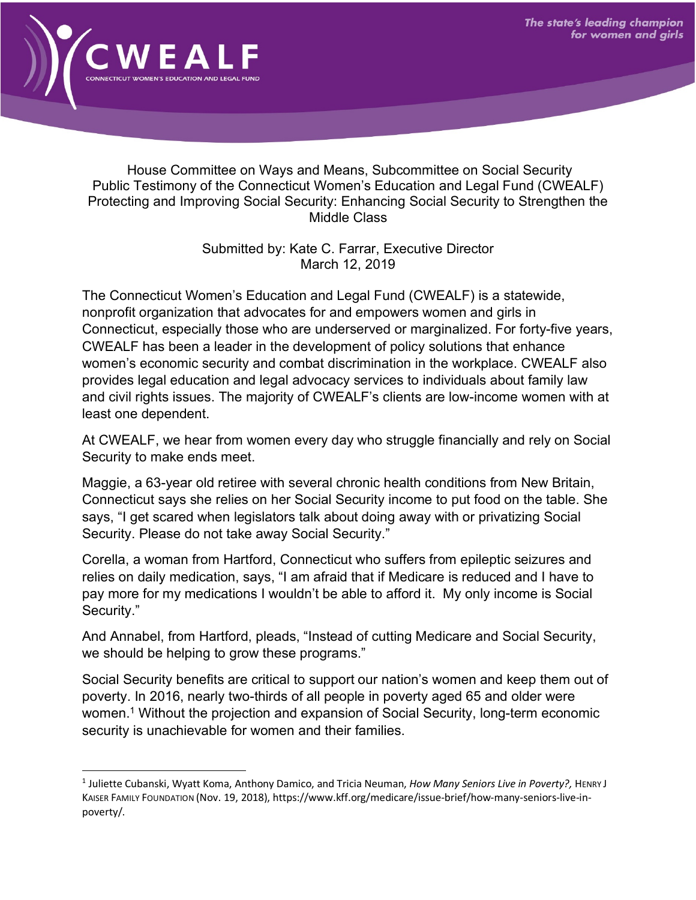CWEALF
CONNECTICUT WOMEN'S EDUCATION AND LEGAL FUND

*The state's leading champion for women and girls*

House Committee on Ways and Means, Subcommittee on Social Security
Public Testimony of the Connecticut Women's Education and Legal Fund (CWEALF)
Protecting and Improving Social Security: Enhancing Social Security to Strengthen the Middle Class

Submitted by: Kate C. Farrar, Executive Director
March 12, 2019

The Connecticut Women's Education and Legal Fund (CWEALF) is a statewide, nonprofit organization that advocates for and empowers women and girls in Connecticut, especially those who are underserved or marginalized. For forty-five years, CWEALF has been a leader in the development of policy solutions that enhance women's economic security and combat discrimination in the workplace. CWEALF also provides legal education and legal advocacy services to individuals about family law and civil rights issues. The majority of CWEALF's clients are low-income women with at least one dependent.

At CWEALF, we hear from women every day who struggle financially and rely on Social Security to make ends meet.

Maggie, a 63-year old retiree with several chronic health conditions from New Britain, Connecticut says she relies on her Social Security income to put food on the table. She says, "I get scared when legislators talk about doing away with or privatizing Social Security. Please do not take away Social Security."

Corella, a woman from Hartford, Connecticut who suffers from epileptic seizures and relies on daily medication, says, "I am afraid that if Medicare is reduced and I have to pay more for my medications I wouldn't be able to afford it. My only income is Social Security."

And Annabel, from Hartford, pleads, "Instead of cutting Medicare and Social Security, we should be helping to grow these programs."

Social Security benefits are critical to support our nation's women and keep them out of poverty. In 2016, nearly two-thirds of all people in poverty aged 65 and older were women.[1] Without the projection and expansion of Social Security, long-term economic security is unachievable for women and their families.

[1] Juliette Cubanski, Wyatt Koma, Anthony Damico, and Tricia Neuman, *How Many Seniors Live in Poverty?*, HENRY J KAISER FAMILY FOUNDATION (Nov. 19, 2018), https://www.kff.org/medicare/issue-brief/how-many-seniors-live-in-poverty/.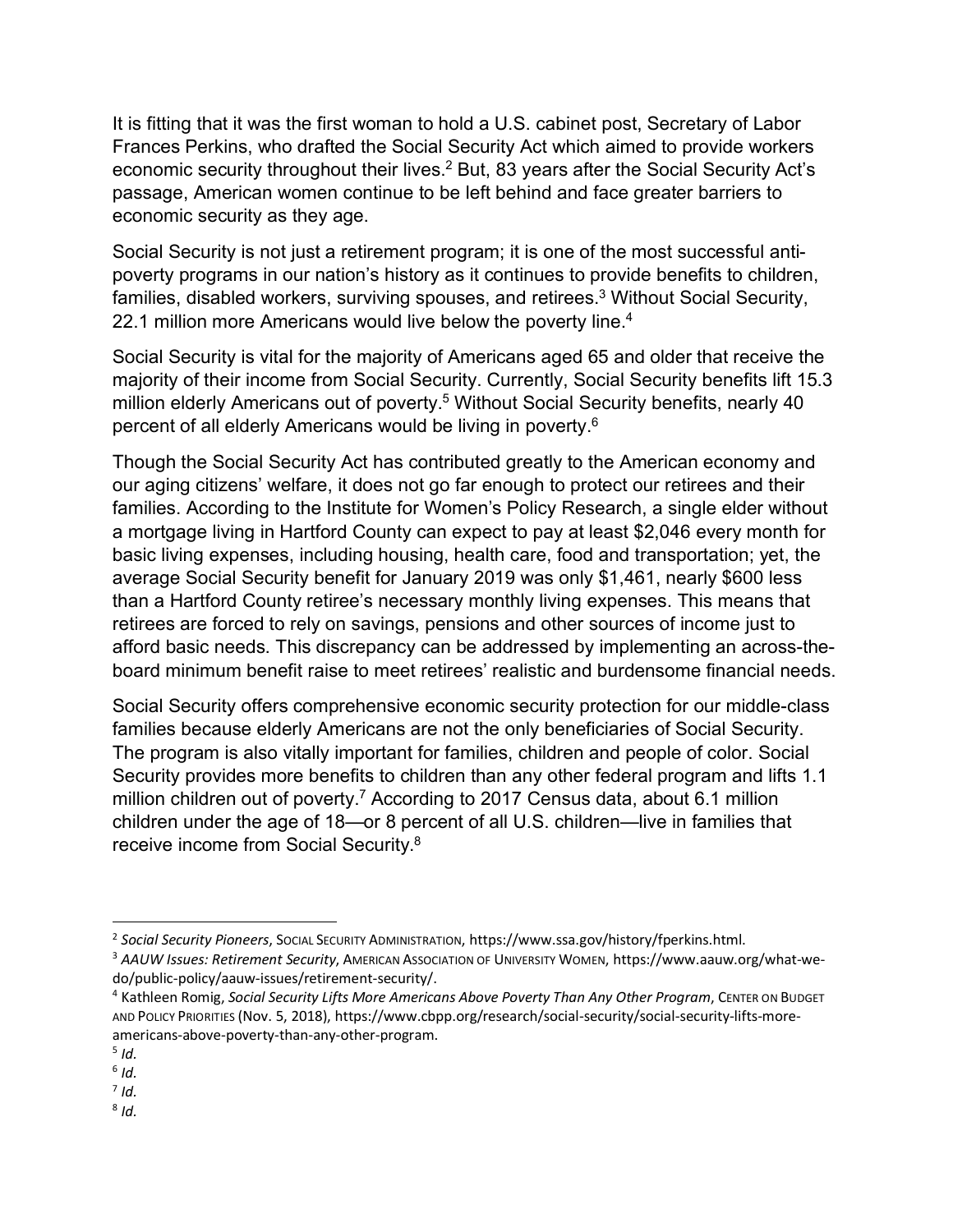It is fitting that it was the first woman to hold a U.S. cabinet post, Secretary of Labor Frances Perkins, who drafted the Social Security Act which aimed to provide workers economic security throughout their lives.[2] But, 83 years after the Social Security Act's passage, American women continue to be left behind and face greater barriers to economic security as they age.

Social Security is not just a retirement program; it is one of the most successful anti-poverty programs in our nation's history as it continues to provide benefits to children, families, disabled workers, surviving spouses, and retirees.[3] Without Social Security, 22.1 million more Americans would live below the poverty line.[4]

Social Security is vital for the majority of Americans aged 65 and older that receive the majority of their income from Social Security. Currently, Social Security benefits lift 15.3 million elderly Americans out of poverty.[5] Without Social Security benefits, nearly 40 percent of all elderly Americans would be living in poverty.[6]

Though the Social Security Act has contributed greatly to the American economy and our aging citizens' welfare, it does not go far enough to protect our retirees and their families. According to the Institute for Women's Policy Research, a single elder without a mortgage living in Hartford County can expect to pay at least $2,046 every month for basic living expenses, including housing, health care, food and transportation; yet, the average Social Security benefit for January 2019 was only $1,461, nearly $600 less than a Hartford County retiree's necessary monthly living expenses. This means that retirees are forced to rely on savings, pensions and other sources of income just to afford basic needs. This discrepancy can be addressed by implementing an across-the-board minimum benefit raise to meet retirees' realistic and burdensome financial needs.

Social Security offers comprehensive economic security protection for our middle-class families because elderly Americans are not the only beneficiaries of Social Security. The program is also vitally important for families, children and people of color. Social Security provides more benefits to children than any other federal program and lifts 1.1 million children out of poverty.[7] According to 2017 Census data, about 6.1 million children under the age of 18—or 8 percent of all U.S. children—live in families that receive income from Social Security.[8]

---

[2] *Social Security Pioneers*, SOCIAL SECURITY ADMINISTRATION, https://www.ssa.gov/history/fperkins.html.

[3] *AAUW Issues: Retirement Security*, AMERICAN ASSOCIATION OF UNIVERSITY WOMEN, https://www.aauw.org/what-we-do/public-policy/aauw-issues/retirement-security/.

[4] Kathleen Romig, *Social Security Lifts More Americans Above Poverty Than Any Other Program*, CENTER ON BUDGET AND POLICY PRIORITIES (Nov. 5, 2018), https://www.cbpp.org/research/social-security/social-security-lifts-more-americans-above-poverty-than-any-other-program.

[5] *Id.*

[6] *Id.*

[7] *Id.*

[8] *Id.*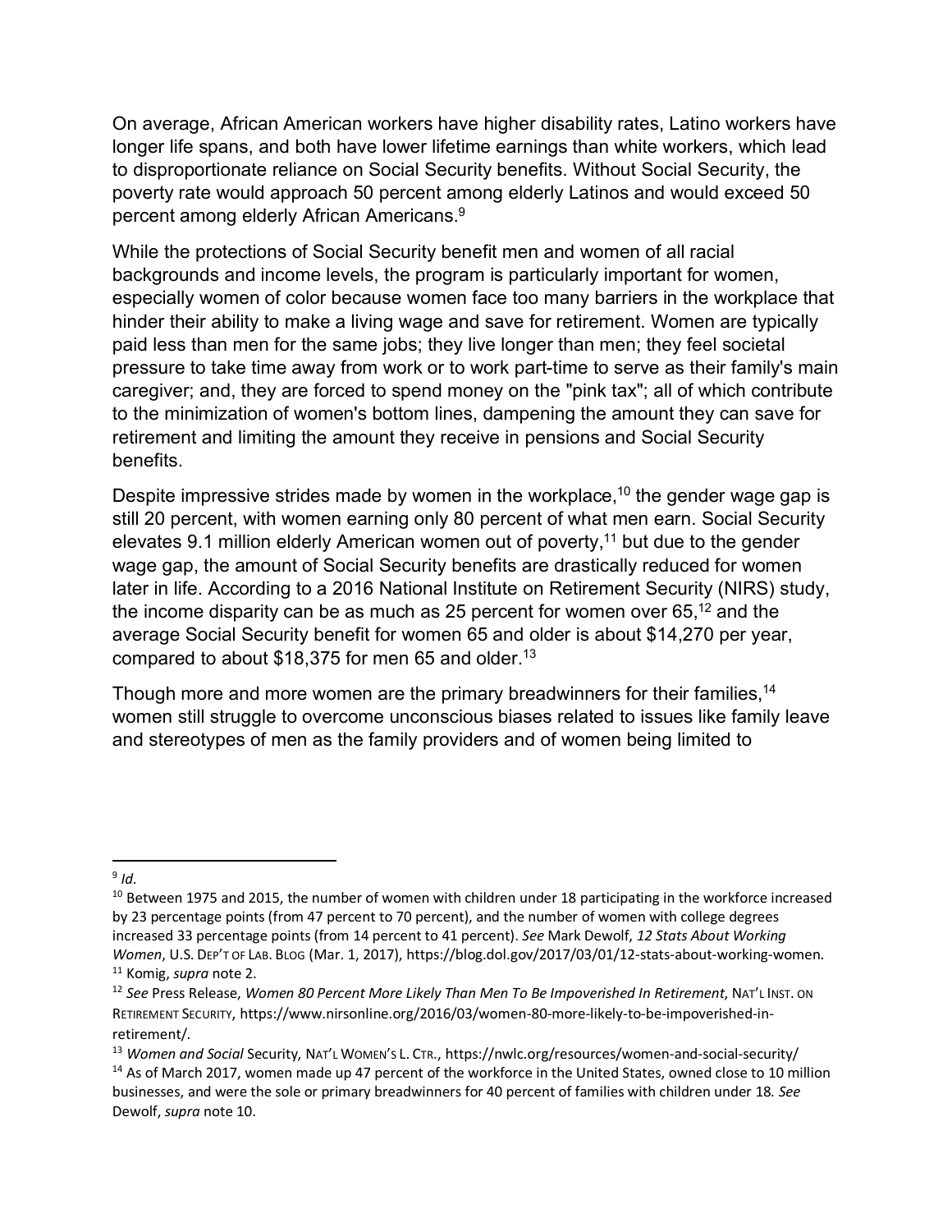On average, African American workers have higher disability rates, Latino workers have longer life spans, and both have lower lifetime earnings than white workers, which lead to disproportionate reliance on Social Security benefits. Without Social Security, the poverty rate would approach 50 percent among elderly Latinos and would exceed 50 percent among elderly African Americans.[9]

While the protections of Social Security benefit men and women of all racial backgrounds and income levels, the program is particularly important for women, especially women of color because women face too many barriers in the workplace that hinder their ability to make a living wage and save for retirement. Women are typically paid less than men for the same jobs; they live longer than men; they feel societal pressure to take time away from work or to work part-time to serve as their family's main caregiver; and, they are forced to spend money on the "pink tax"; all of which contribute to the minimization of women's bottom lines, dampening the amount they can save for retirement and limiting the amount they receive in pensions and Social Security benefits.

Despite impressive strides made by women in the workplace,[10] the gender wage gap is still 20 percent, with women earning only 80 percent of what men earn. Social Security elevates 9.1 million elderly American women out of poverty,[11] but due to the gender wage gap, the amount of Social Security benefits are drastically reduced for women later in life. According to a 2016 National Institute on Retirement Security (NIRS) study, the income disparity can be as much as 25 percent for women over 65,[12] and the average Social Security benefit for women 65 and older is about $14,270 per year, compared to about $18,375 for men 65 and older.[13]

Though more and more women are the primary breadwinners for their families,[14] women still struggle to overcome unconscious biases related to issues like family leave and stereotypes of men as the family providers and of women being limited to

---

[9] *Id.*

[10] Between 1975 and 2015, the number of women with children under 18 participating in the workforce increased by 23 percentage points (from 47 percent to 70 percent), and the number of women with college degrees increased 33 percentage points (from 14 percent to 41 percent). *See* Mark Dewolf, *12 Stats About Working Women*, U.S. DEP'T OF LAB. BLOG (Mar. 1, 2017), https://blog.dol.gov/2017/03/01/12-stats-about-working-women.

[11] Komig, *supra* note 2.

[12] *See* Press Release, *Women 80 Percent More Likely Than Men To Be Impoverished In Retirement*, NAT'L INST. ON RETIREMENT SECURITY, https://www.nirsonline.org/2016/03/women-80-more-likely-to-be-impoverished-in-retirement/.

[13] *Women and Social* Security, NAT'L WOMEN'S L. CTR., https://nwlc.org/resources/women-and-social-security/

[14] As of March 2017, women made up 47 percent of the workforce in the United States, owned close to 10 million businesses, and were the sole or primary breadwinners for 40 percent of families with children under 18. *See* Dewolf, *supra* note 10.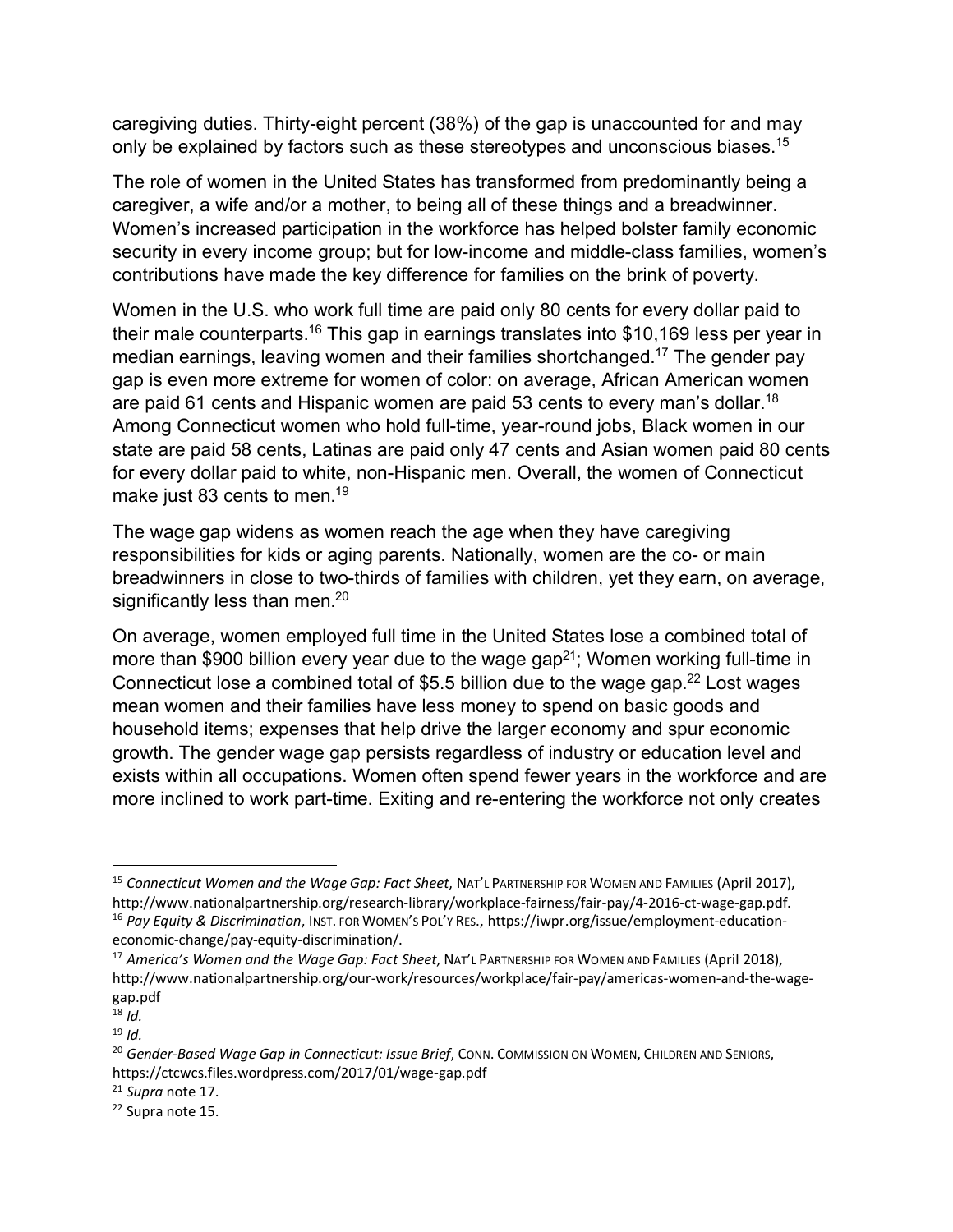caregiving duties. Thirty-eight percent (38%) of the gap is unaccounted for and may only be explained by factors such as these stereotypes and unconscious biases.[15]

The role of women in the United States has transformed from predominantly being a caregiver, a wife and/or a mother, to being all of these things and a breadwinner. Women's increased participation in the workforce has helped bolster family economic security in every income group; but for low-income and middle-class families, women's contributions have made the key difference for families on the brink of poverty.

Women in the U.S. who work full time are paid only 80 cents for every dollar paid to their male counterparts.[16] This gap in earnings translates into $10,169 less per year in median earnings, leaving women and their families shortchanged.[17] The gender pay gap is even more extreme for women of color: on average, African American women are paid 61 cents and Hispanic women are paid 53 cents to every man's dollar.[18] Among Connecticut women who hold full-time, year-round jobs, Black women in our state are paid 58 cents, Latinas are paid only 47 cents and Asian women paid 80 cents for every dollar paid to white, non-Hispanic men. Overall, the women of Connecticut make just 83 cents to men.[19]

The wage gap widens as women reach the age when they have caregiving responsibilities for kids or aging parents. Nationally, women are the co- or main breadwinners in close to two-thirds of families with children, yet they earn, on average, significantly less than men.[20]

On average, women employed full time in the United States lose a combined total of more than $900 billion every year due to the wage gap[21]; Women working full-time in Connecticut lose a combined total of $5.5 billion due to the wage gap.[22] Lost wages mean women and their families have less money to spend on basic goods and household items; expenses that help drive the larger economy and spur economic growth. The gender wage gap persists regardless of industry or education level and exists within all occupations. Women often spend fewer years in the workforce and are more inclined to work part-time. Exiting and re-entering the workforce not only creates

---

[15] *Connecticut Women and the Wage Gap: Fact Sheet*, NAT'L PARTNERSHIP FOR WOMEN AND FAMILIES (April 2017), http://www.nationalpartnership.org/research-library/workplace-fairness/fair-pay/4-2016-ct-wage-gap.pdf.

[16] *Pay Equity & Discrimination*, INST. FOR WOMEN'S POL'Y RES., https://iwpr.org/issue/employment-education-economic-change/pay-equity-discrimination/.

[17] *America's Women and the Wage Gap: Fact Sheet*, NAT'L PARTNERSHIP FOR WOMEN AND FAMILIES (April 2018), http://www.nationalpartnership.org/our-work/resources/workplace/fair-pay/americas-women-and-the-wage-gap.pdf

[18] *Id.*

[19] *Id.*

[20] *Gender-Based Wage Gap in Connecticut: Issue Brief*, CONN. COMMISSION ON WOMEN, CHILDREN AND SENIORS, https://ctcwcs.files.wordpress.com/2017/01/wage-gap.pdf

[21] *Supra* note 17.

[22] Supra note 15.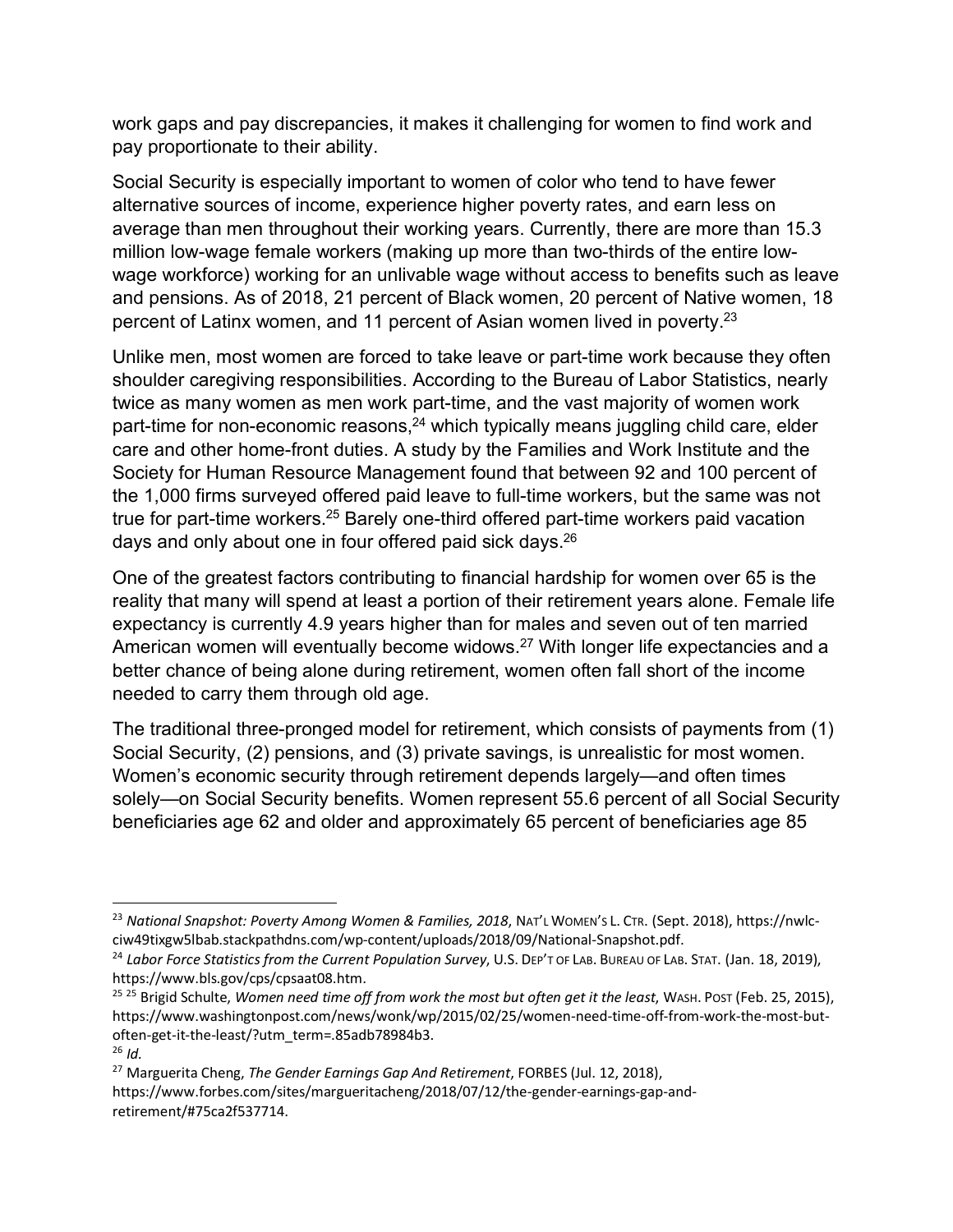work gaps and pay discrepancies, it makes it challenging for women to find work and pay proportionate to their ability.

Social Security is especially important to women of color who tend to have fewer alternative sources of income, experience higher poverty rates, and earn less on average than men throughout their working years. Currently, there are more than 15.3 million low-wage female workers (making up more than two-thirds of the entire low-wage workforce) working for an unlivable wage without access to benefits such as leave and pensions. As of 2018, 21 percent of Black women, 20 percent of Native women, 18 percent of Latinx women, and 11 percent of Asian women lived in poverty.[23]

Unlike men, most women are forced to take leave or part-time work because they often shoulder caregiving responsibilities. According to the Bureau of Labor Statistics, nearly twice as many women as men work part-time, and the vast majority of women work part-time for non-economic reasons,[24] which typically means juggling child care, elder care and other home-front duties. A study by the Families and Work Institute and the Society for Human Resource Management found that between 92 and 100 percent of the 1,000 firms surveyed offered paid leave to full-time workers, but the same was not true for part-time workers.[25] Barely one-third offered part-time workers paid vacation days and only about one in four offered paid sick days.[26]

One of the greatest factors contributing to financial hardship for women over 65 is the reality that many will spend at least a portion of their retirement years alone. Female life expectancy is currently 4.9 years higher than for males and seven out of ten married American women will eventually become widows.[27] With longer life expectancies and a better chance of being alone during retirement, women often fall short of the income needed to carry them through old age.

The traditional three-pronged model for retirement, which consists of payments from (1) Social Security, (2) pensions, and (3) private savings, is unrealistic for most women. Women's economic security through retirement depends largely—and often times solely—on Social Security benefits. Women represent 55.6 percent of all Social Security beneficiaries age 62 and older and approximately 65 percent of beneficiaries age 85

---

[23] *National Snapshot: Poverty Among Women & Families, 2018*, NAT'L WOMEN'S L. CTR. (Sept. 2018), https://nwlc-ciw49tixgw5lbab.stackpathdns.com/wp-content/uploads/2018/09/National-Snapshot.pdf.

[24] *Labor Force Statistics from the Current Population Survey*, U.S. DEP'T OF LAB. BUREAU OF LAB. STAT. (Jan. 18, 2019), https://www.bls.gov/cps/cpsaat08.htm.

[25] [25] Brigid Schulte, *Women need time off from work the most but often get it the least*, WASH. POST (Feb. 25, 2015), https://www.washingtonpost.com/news/wonk/wp/2015/02/25/women-need-time-off-from-work-the-most-but-often-get-it-the-least/?utm_term=.85adb78984b3.

[26] *Id.*

[27] Marguerita Cheng, *The Gender Earnings Gap And Retirement*, FORBES (Jul. 12, 2018), https://www.forbes.com/sites/margueritacheng/2018/07/12/the-gender-earnings-gap-and-retirement/#75ca2f537714.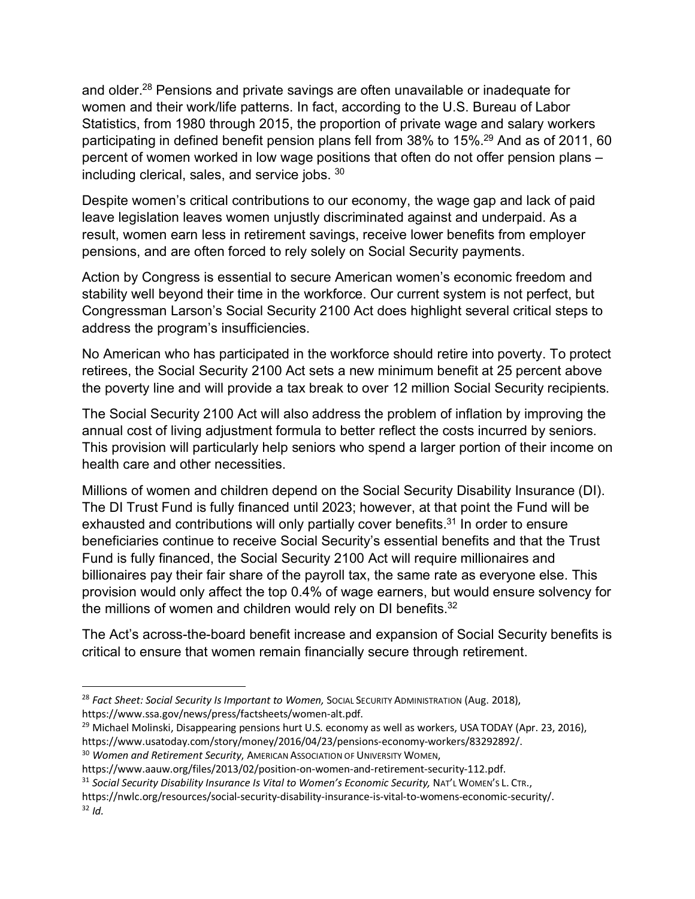and older.[28] Pensions and private savings are often unavailable or inadequate for women and their work/life patterns. In fact, according to the U.S. Bureau of Labor Statistics, from 1980 through 2015, the proportion of private wage and salary workers participating in defined benefit pension plans fell from 38% to 15%.[29] And as of 2011, 60 percent of women worked in low wage positions that often do not offer pension plans – including clerical, sales, and service jobs. [30]

Despite women's critical contributions to our economy, the wage gap and lack of paid leave legislation leaves women unjustly discriminated against and underpaid. As a result, women earn less in retirement savings, receive lower benefits from employer pensions, and are often forced to rely solely on Social Security payments.

Action by Congress is essential to secure American women's economic freedom and stability well beyond their time in the workforce. Our current system is not perfect, but Congressman Larson's Social Security 2100 Act does highlight several critical steps to address the program's insufficiencies.

No American who has participated in the workforce should retire into poverty. To protect retirees, the Social Security 2100 Act sets a new minimum benefit at 25 percent above the poverty line and will provide a tax break to over 12 million Social Security recipients.

The Social Security 2100 Act will also address the problem of inflation by improving the annual cost of living adjustment formula to better reflect the costs incurred by seniors. This provision will particularly help seniors who spend a larger portion of their income on health care and other necessities.

Millions of women and children depend on the Social Security Disability Insurance (DI). The DI Trust Fund is fully financed until 2023; however, at that point the Fund will be exhausted and contributions will only partially cover benefits.[31] In order to ensure beneficiaries continue to receive Social Security's essential benefits and that the Trust Fund is fully financed, the Social Security 2100 Act will require millionaires and billionaires pay their fair share of the payroll tax, the same rate as everyone else. This provision would only affect the top 0.4% of wage earners, but would ensure solvency for the millions of women and children would rely on DI benefits.[32]

The Act's across-the-board benefit increase and expansion of Social Security benefits is critical to ensure that women remain financially secure through retirement.

---

[28] *Fact Sheet: Social Security Is Important to Women,* SOCIAL SECURITY ADMINISTRATION (Aug. 2018), https://www.ssa.gov/news/press/factsheets/women-alt.pdf.

[29] Michael Molinski, Disappearing pensions hurt U.S. economy as well as workers, USA TODAY (Apr. 23, 2016), https://www.usatoday.com/story/money/2016/04/23/pensions-economy-workers/83292892/.

[30] *Women and Retirement Security,* AMERICAN ASSOCIATION OF UNIVERSITY WOMEN, https://www.aauw.org/files/2013/02/position-on-women-and-retirement-security-112.pdf.

[31] *Social Security Disability Insurance Is Vital to Women's Economic Security,* NAT'L WOMEN'S L. CTR., https://nwlc.org/resources/social-security-disability-insurance-is-vital-to-womens-economic-security/.

[32] *Id.*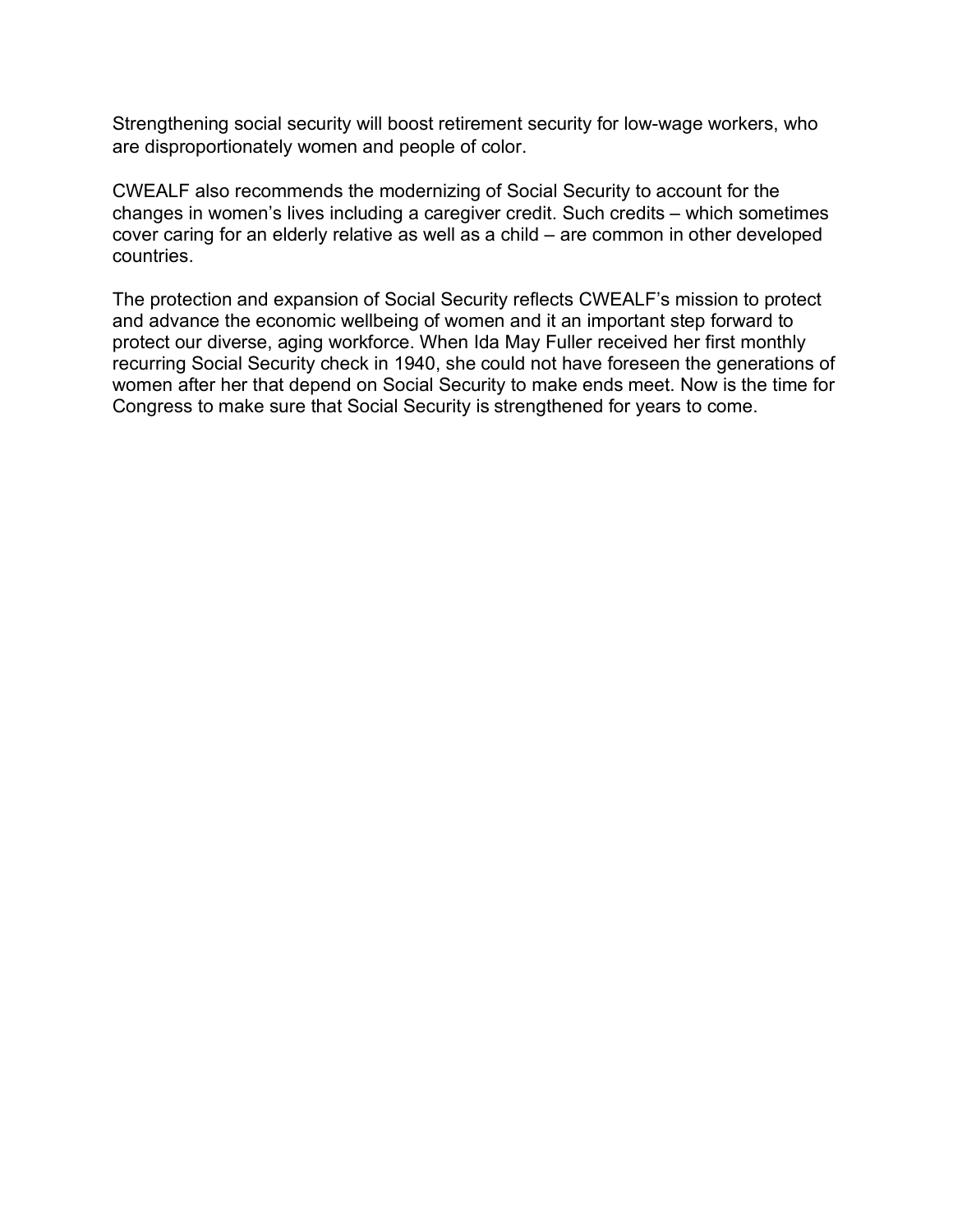Strengthening social security will boost retirement security for low-wage workers, who are disproportionately women and people of color.

CWEALF also recommends the modernizing of Social Security to account for the changes in women's lives including a caregiver credit. Such credits – which sometimes cover caring for an elderly relative as well as a child – are common in other developed countries.

The protection and expansion of Social Security reflects CWEALF's mission to protect and advance the economic wellbeing of women and it an important step forward to protect our diverse, aging workforce. When Ida May Fuller received her first monthly recurring Social Security check in 1940, she could not have foreseen the generations of women after her that depend on Social Security to make ends meet. Now is the time for Congress to make sure that Social Security is strengthened for years to come.